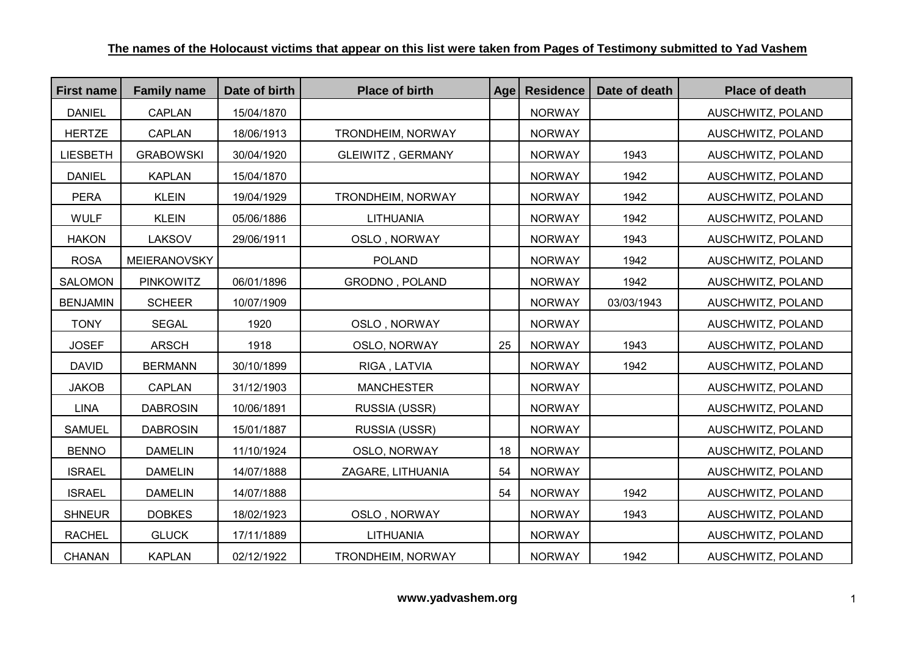**The names of the Holocaust victims that appear on this list were taken from Pages of Testimony submitted to Yad Vashem**

| First name | Family name | Date of birth | Place of birth | Age | Residence | Date of death | Place of death |
|---|---|---|---|---|---|---|---|
| DANIEL | CAPLAN | 15/04/1870 | | | NORWAY | | AUSCHWITZ, POLAND |
| HERTZE | CAPLAN | 18/06/1913 | TRONDHEIM, NORWAY | | NORWAY | | AUSCHWITZ, POLAND |
| LIESBETH | GRABOWSKI | 30/04/1920 | GLEIWITZ , GERMANY | | NORWAY | 1943 | AUSCHWITZ, POLAND |
| DANIEL | KAPLAN | 15/04/1870 | | | NORWAY | 1942 | AUSCHWITZ, POLAND |
| PERA | KLEIN | 19/04/1929 | TRONDHEIM, NORWAY | | NORWAY | 1942 | AUSCHWITZ, POLAND |
| WULF | KLEIN | 05/06/1886 | LITHUANIA | | NORWAY | 1942 | AUSCHWITZ, POLAND |
| HAKON | LAKSOV | 29/06/1911 | OSLO , NORWAY | | NORWAY | 1943 | AUSCHWITZ, POLAND |
| ROSA | MEIERANOVSKY | | POLAND | | NORWAY | 1942 | AUSCHWITZ, POLAND |
| SALOMON | PINKOWITZ | 06/01/1896 | GRODNO , POLAND | | NORWAY | 1942 | AUSCHWITZ, POLAND |
| BENJAMIN | SCHEER | 10/07/1909 | | | NORWAY | 03/03/1943 | AUSCHWITZ, POLAND |
| TONY | SEGAL | 1920 | OSLO , NORWAY | | NORWAY | | AUSCHWITZ, POLAND |
| JOSEF | ARSCH | 1918 | OSLO, NORWAY | 25 | NORWAY | 1943 | AUSCHWITZ, POLAND |
| DAVID | BERMANN | 30/10/1899 | RIGA , LATVIA | | NORWAY | 1942 | AUSCHWITZ, POLAND |
| JAKOB | CAPLAN | 31/12/1903 | MANCHESTER | | NORWAY | | AUSCHWITZ, POLAND |
| LINA | DABROSIN | 10/06/1891 | RUSSIA (USSR) | | NORWAY | | AUSCHWITZ, POLAND |
| SAMUEL | DABROSIN | 15/01/1887 | RUSSIA (USSR) | | NORWAY | | AUSCHWITZ, POLAND |
| BENNO | DAMELIN | 11/10/1924 | OSLO, NORWAY | 18 | NORWAY | | AUSCHWITZ, POLAND |
| ISRAEL | DAMELIN | 14/07/1888 | ZAGARE, LITHUANIA | 54 | NORWAY | | AUSCHWITZ, POLAND |
| ISRAEL | DAMELIN | 14/07/1888 | | 54 | NORWAY | 1942 | AUSCHWITZ, POLAND |
| SHNEUR | DOBKES | 18/02/1923 | OSLO , NORWAY | | NORWAY | 1943 | AUSCHWITZ, POLAND |
| RACHEL | GLUCK | 17/11/1889 | LITHUANIA | | NORWAY | | AUSCHWITZ, POLAND |
| CHANAN | KAPLAN | 02/12/1922 | TRONDHEIM, NORWAY | | NORWAY | 1942 | AUSCHWITZ, POLAND |

**www.yadvashem.org**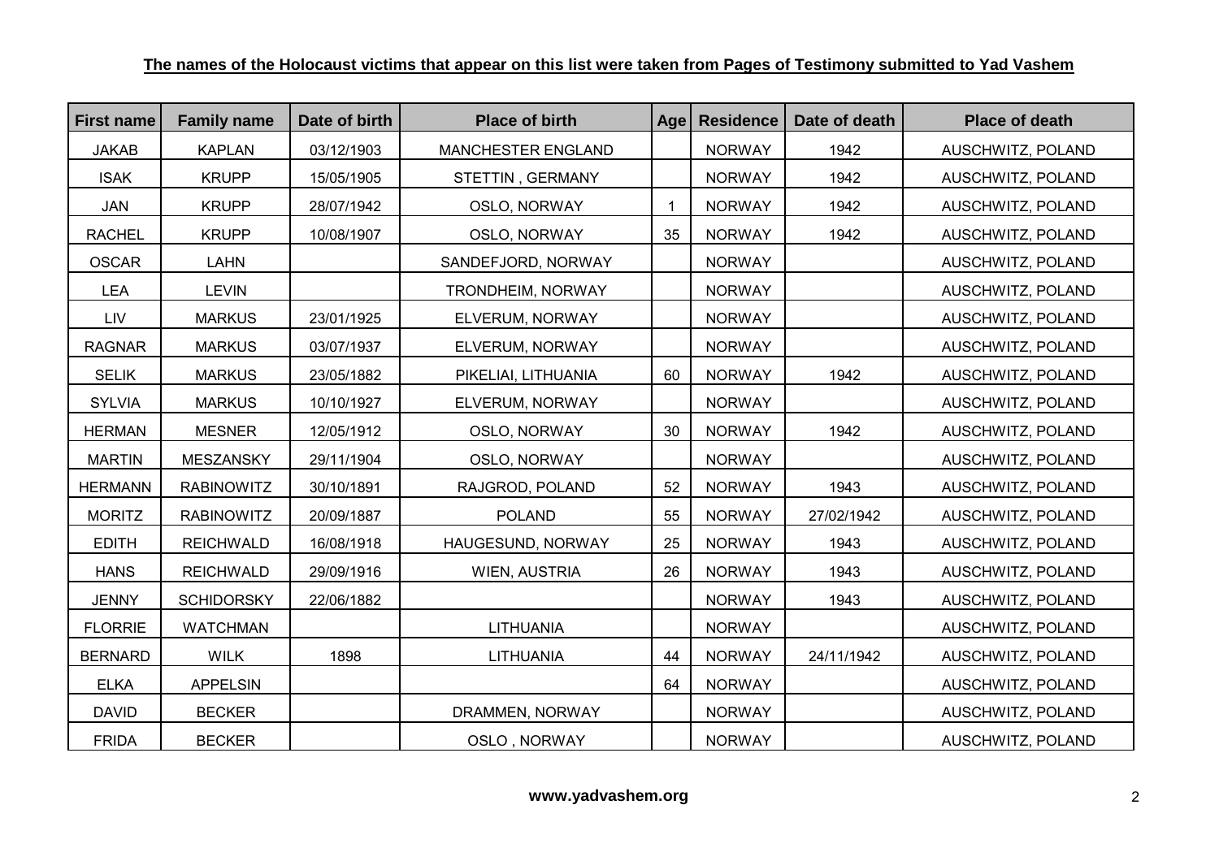**The names of the Holocaust victims that appear on this list were taken from Pages of Testimony submitted to Yad Vashem**

| First name | Family name | Date of birth | Place of birth | Age | Residence | Date of death | Place of death |
|---|---|---|---|---|---|---|---|
| JAKAB | KAPLAN | 03/12/1903 | MANCHESTER ENGLAND | | NORWAY | 1942 | AUSCHWITZ, POLAND |
| ISAK | KRUPP | 15/05/1905 | STETTIN , GERMANY | | NORWAY | 1942 | AUSCHWITZ, POLAND |
| JAN | KRUPP | 28/07/1942 | OSLO, NORWAY | 1 | NORWAY | 1942 | AUSCHWITZ, POLAND |
| RACHEL | KRUPP | 10/08/1907 | OSLO, NORWAY | 35 | NORWAY | 1942 | AUSCHWITZ, POLAND |
| OSCAR | LAHN | | SANDEFJORD, NORWAY | | NORWAY | | AUSCHWITZ, POLAND |
| LEA | LEVIN | | TRONDHEIM, NORWAY | | NORWAY | | AUSCHWITZ, POLAND |
| LIV | MARKUS | 23/01/1925 | ELVERUM, NORWAY | | NORWAY | | AUSCHWITZ, POLAND |
| RAGNAR | MARKUS | 03/07/1937 | ELVERUM, NORWAY | | NORWAY | | AUSCHWITZ, POLAND |
| SELIK | MARKUS | 23/05/1882 | PIKELIAI, LITHUANIA | 60 | NORWAY | 1942 | AUSCHWITZ, POLAND |
| SYLVIA | MARKUS | 10/10/1927 | ELVERUM, NORWAY | | NORWAY | | AUSCHWITZ, POLAND |
| HERMAN | MESNER | 12/05/1912 | OSLO, NORWAY | 30 | NORWAY | 1942 | AUSCHWITZ, POLAND |
| MARTIN | MESZANSKY | 29/11/1904 | OSLO, NORWAY | | NORWAY | | AUSCHWITZ, POLAND |
| HERMANN | RABINOWITZ | 30/10/1891 | RAJGROD, POLAND | 52 | NORWAY | 1943 | AUSCHWITZ, POLAND |
| MORITZ | RABINOWITZ | 20/09/1887 | POLAND | 55 | NORWAY | 27/02/1942 | AUSCHWITZ, POLAND |
| EDITH | REICHWALD | 16/08/1918 | HAUGESUND, NORWAY | 25 | NORWAY | 1943 | AUSCHWITZ, POLAND |
| HANS | REICHWALD | 29/09/1916 | WIEN, AUSTRIA | 26 | NORWAY | 1943 | AUSCHWITZ, POLAND |
| JENNY | SCHIDORSKY | 22/06/1882 | | | NORWAY | 1943 | AUSCHWITZ, POLAND |
| FLORRIE | WATCHMAN | | LITHUANIA | | NORWAY | | AUSCHWITZ, POLAND |
| BERNARD | WILK | 1898 | LITHUANIA | 44 | NORWAY | 24/11/1942 | AUSCHWITZ, POLAND |
| ELKA | APPELSIN | | | 64 | NORWAY | | AUSCHWITZ, POLAND |
| DAVID | BECKER | | DRAMMEN, NORWAY | | NORWAY | | AUSCHWITZ, POLAND |
| FRIDA | BECKER | | OSLO , NORWAY | | NORWAY | | AUSCHWITZ, POLAND |

**www.yadvashem.org**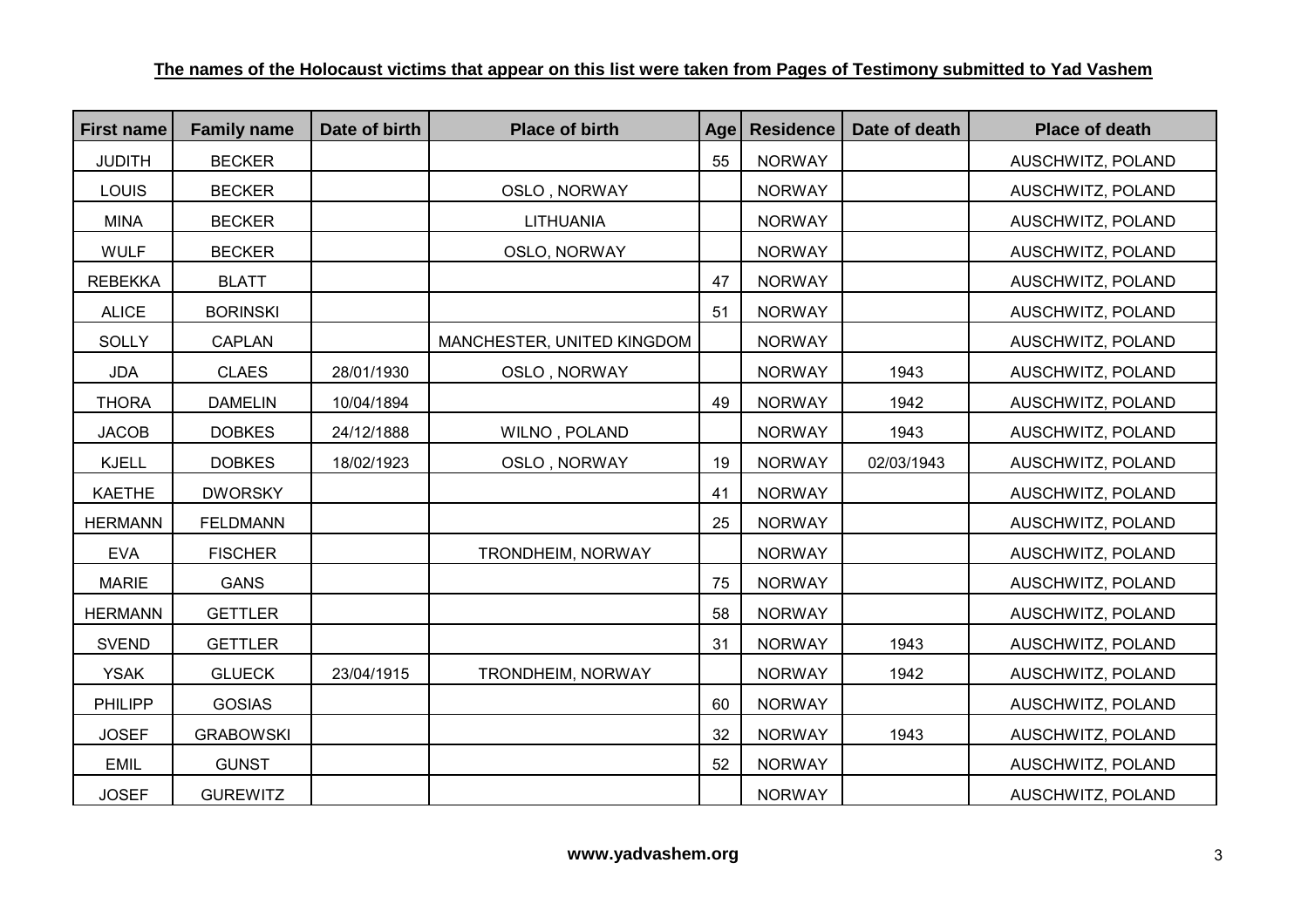**The names of the Holocaust victims that appear on this list were taken from Pages of Testimony submitted to Yad Vashem**

| First name | Family name | Date of birth | Place of birth | Age | Residence | Date of death | Place of death |
|---|---|---|---|---|---|---|---|
| JUDITH | BECKER | | | 55 | NORWAY | | AUSCHWITZ, POLAND |
| LOUIS | BECKER | | OSLO , NORWAY | | NORWAY | | AUSCHWITZ, POLAND |
| MINA | BECKER | | LITHUANIA | | NORWAY | | AUSCHWITZ, POLAND |
| WULF | BECKER | | OSLO, NORWAY | | NORWAY | | AUSCHWITZ, POLAND |
| REBEKKA | BLATT | | | 47 | NORWAY | | AUSCHWITZ, POLAND |
| ALICE | BORINSKI | | | 51 | NORWAY | | AUSCHWITZ, POLAND |
| SOLLY | CAPLAN | | MANCHESTER, UNITED KINGDOM | | NORWAY | | AUSCHWITZ, POLAND |
| JDA | CLAES | 28/01/1930 | OSLO , NORWAY | | NORWAY | 1943 | AUSCHWITZ, POLAND |
| THORA | DAMELIN | 10/04/1894 | | 49 | NORWAY | 1942 | AUSCHWITZ, POLAND |
| JACOB | DOBKES | 24/12/1888 | WILNO , POLAND | | NORWAY | 1943 | AUSCHWITZ, POLAND |
| KJELL | DOBKES | 18/02/1923 | OSLO , NORWAY | 19 | NORWAY | 02/03/1943 | AUSCHWITZ, POLAND |
| KAETHE | DWORSKY | | | 41 | NORWAY | | AUSCHWITZ, POLAND |
| HERMANN | FELDMANN | | | 25 | NORWAY | | AUSCHWITZ, POLAND |
| EVA | FISCHER | | TRONDHEIM, NORWAY | | NORWAY | | AUSCHWITZ, POLAND |
| MARIE | GANS | | | 75 | NORWAY | | AUSCHWITZ, POLAND |
| HERMANN | GETTLER | | | 58 | NORWAY | | AUSCHWITZ, POLAND |
| SVEND | GETTLER | | | 31 | NORWAY | 1943 | AUSCHWITZ, POLAND |
| YSAK | GLUECK | 23/04/1915 | TRONDHEIM, NORWAY | | NORWAY | 1942 | AUSCHWITZ, POLAND |
| PHILIPP | GOSIAS | | | 60 | NORWAY | | AUSCHWITZ, POLAND |
| JOSEF | GRABOWSKI | | | 32 | NORWAY | 1943 | AUSCHWITZ, POLAND |
| EMIL | GUNST | | | 52 | NORWAY | | AUSCHWITZ, POLAND |
| JOSEF | GUREWITZ | | | | NORWAY | | AUSCHWITZ, POLAND |

**www.yadvashem.org**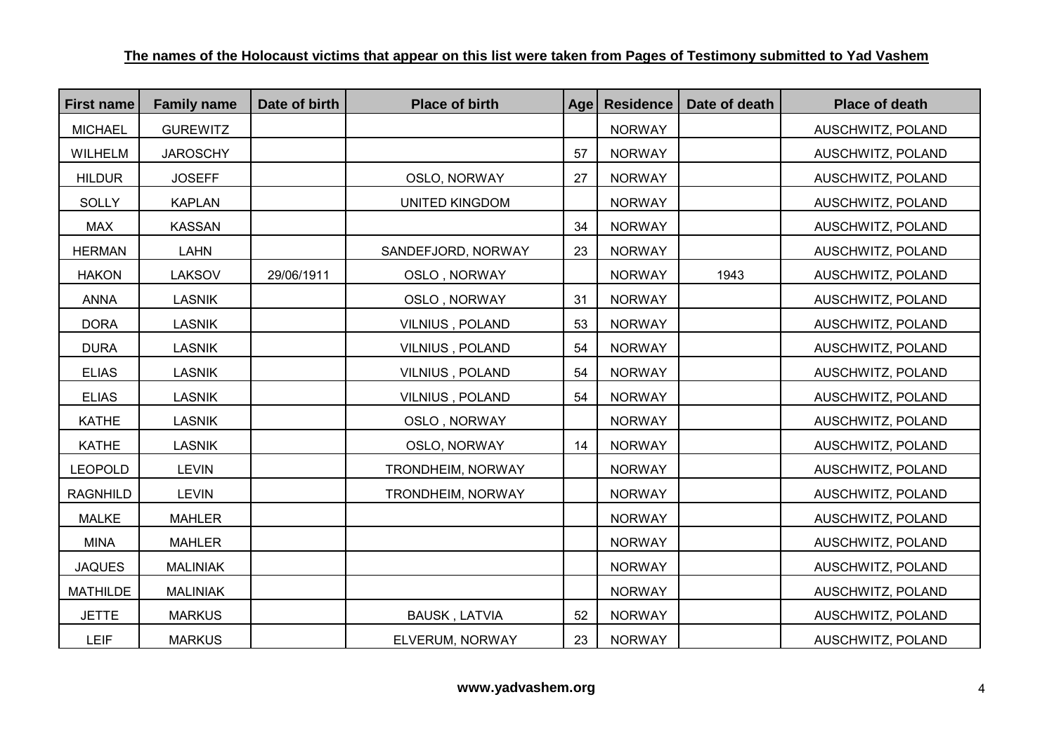**The names of the Holocaust victims that appear on this list were taken from Pages of Testimony submitted to Yad Vashem**

| First name | Family name | Date of birth | Place of birth | Age | Residence | Date of death | Place of death |
|---|---|---|---|---|---|---|---|
| MICHAEL | GUREWITZ | | | | NORWAY | | AUSCHWITZ, POLAND |
| WILHELM | JAROSCHY | | | 57 | NORWAY | | AUSCHWITZ, POLAND |
| HILDUR | JOSEFF | | OSLO, NORWAY | 27 | NORWAY | | AUSCHWITZ, POLAND |
| SOLLY | KAPLAN | | UNITED KINGDOM | | NORWAY | | AUSCHWITZ, POLAND |
| MAX | KASSAN | | | 34 | NORWAY | | AUSCHWITZ, POLAND |
| HERMAN | LAHN | | SANDEFJORD, NORWAY | 23 | NORWAY | | AUSCHWITZ, POLAND |
| HAKON | LAKSOV | 29/06/1911 | OSLO , NORWAY | | NORWAY | 1943 | AUSCHWITZ, POLAND |
| ANNA | LASNIK | | OSLO , NORWAY | 31 | NORWAY | | AUSCHWITZ, POLAND |
| DORA | LASNIK | | VILNIUS , POLAND | 53 | NORWAY | | AUSCHWITZ, POLAND |
| DURA | LASNIK | | VILNIUS , POLAND | 54 | NORWAY | | AUSCHWITZ, POLAND |
| ELIAS | LASNIK | | VILNIUS , POLAND | 54 | NORWAY | | AUSCHWITZ, POLAND |
| ELIAS | LASNIK | | VILNIUS , POLAND | 54 | NORWAY | | AUSCHWITZ, POLAND |
| KATHE | LASNIK | | OSLO , NORWAY | | NORWAY | | AUSCHWITZ, POLAND |
| KATHE | LASNIK | | OSLO, NORWAY | 14 | NORWAY | | AUSCHWITZ, POLAND |
| LEOPOLD | LEVIN | | TRONDHEIM, NORWAY | | NORWAY | | AUSCHWITZ, POLAND |
| RAGNHILD | LEVIN | | TRONDHEIM, NORWAY | | NORWAY | | AUSCHWITZ, POLAND |
| MALKE | MAHLER | | | | NORWAY | | AUSCHWITZ, POLAND |
| MINA | MAHLER | | | | NORWAY | | AUSCHWITZ, POLAND |
| JAQUES | MALINIAK | | | | NORWAY | | AUSCHWITZ, POLAND |
| MATHILDE | MALINIAK | | | | NORWAY | | AUSCHWITZ, POLAND |
| JETTE | MARKUS | | BAUSK , LATVIA | 52 | NORWAY | | AUSCHWITZ, POLAND |
| LEIF | MARKUS | | ELVERUM, NORWAY | 23 | NORWAY | | AUSCHWITZ, POLAND |

**www.yadvashem.org**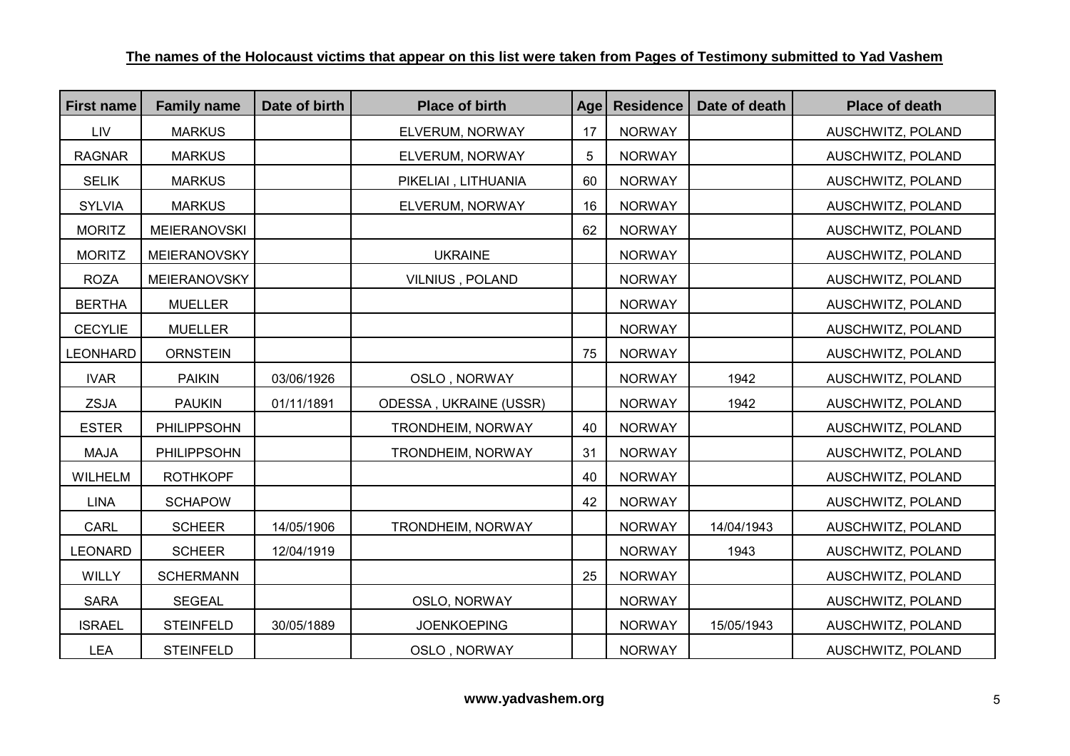**The names of the Holocaust victims that appear on this list were taken from Pages of Testimony submitted to Yad Vashem**

| First name | Family name | Date of birth | Place of birth | Age | Residence | Date of death | Place of death |
|---|---|---|---|---|---|---|---|
| LIV | MARKUS | | ELVERUM, NORWAY | 17 | NORWAY | | AUSCHWITZ, POLAND |
| RAGNAR | MARKUS | | ELVERUM, NORWAY | 5 | NORWAY | | AUSCHWITZ, POLAND |
| SELIK | MARKUS | | PIKELIAI , LITHUANIA | 60 | NORWAY | | AUSCHWITZ, POLAND |
| SYLVIA | MARKUS | | ELVERUM, NORWAY | 16 | NORWAY | | AUSCHWITZ, POLAND |
| MORITZ | MEIERANOVSKI | | | 62 | NORWAY | | AUSCHWITZ, POLAND |
| MORITZ | MEIERANOVSKY | | UKRAINE | | NORWAY | | AUSCHWITZ, POLAND |
| ROZA | MEIERANOVSKY | | VILNIUS , POLAND | | NORWAY | | AUSCHWITZ, POLAND |
| BERTHA | MUELLER | | | | NORWAY | | AUSCHWITZ, POLAND |
| CECYLIE | MUELLER | | | | NORWAY | | AUSCHWITZ, POLAND |
| LEONHARD | ORNSTEIN | | | 75 | NORWAY | | AUSCHWITZ, POLAND |
| IVAR | PAIKIN | 03/06/1926 | OSLO , NORWAY | | NORWAY | 1942 | AUSCHWITZ, POLAND |
| ZSJA | PAUKIN | 01/11/1891 | ODESSA , UKRAINE (USSR) | | NORWAY | 1942 | AUSCHWITZ, POLAND |
| ESTER | PHILIPPSOHN | | TRONDHEIM, NORWAY | 40 | NORWAY | | AUSCHWITZ, POLAND |
| MAJA | PHILIPPSOHN | | TRONDHEIM, NORWAY | 31 | NORWAY | | AUSCHWITZ, POLAND |
| WILHELM | ROTHKOPF | | | 40 | NORWAY | | AUSCHWITZ, POLAND |
| LINA | SCHAPOW | | | 42 | NORWAY | | AUSCHWITZ, POLAND |
| CARL | SCHEER | 14/05/1906 | TRONDHEIM, NORWAY | | NORWAY | 14/04/1943 | AUSCHWITZ, POLAND |
| LEONARD | SCHEER | 12/04/1919 | | | NORWAY | 1943 | AUSCHWITZ, POLAND |
| WILLY | SCHERMANN | | | 25 | NORWAY | | AUSCHWITZ, POLAND |
| SARA | SEGEAL | | OSLO, NORWAY | | NORWAY | | AUSCHWITZ, POLAND |
| ISRAEL | STEINFELD | 30/05/1889 | JOENKOEPING | | NORWAY | 15/05/1943 | AUSCHWITZ, POLAND |
| LEA | STEINFELD | | OSLO , NORWAY | | NORWAY | | AUSCHWITZ, POLAND |

**www.yadvashem.org**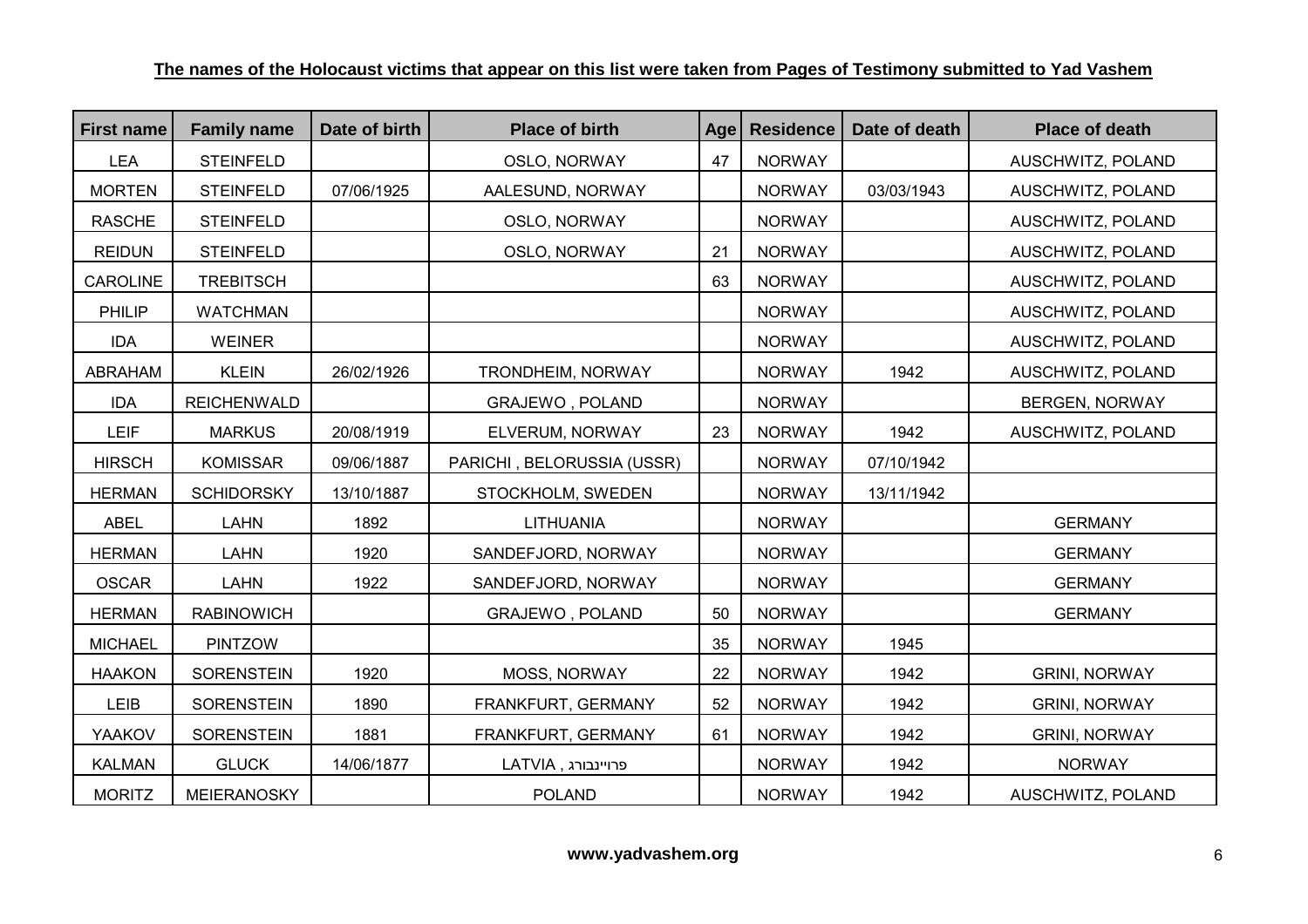**The names of the Holocaust victims that appear on this list were taken from Pages of Testimony submitted to Yad Vashem**

| First name | Family name | Date of birth | Place of birth | Age | Residence | Date of death | Place of death |
|---|---|---|---|---|---|---|---|
| LEA | STEINFELD | | OSLO, NORWAY | 47 | NORWAY | | AUSCHWITZ, POLAND |
| MORTEN | STEINFELD | 07/06/1925 | AALESUND, NORWAY | | NORWAY | 03/03/1943 | AUSCHWITZ, POLAND |
| RASCHE | STEINFELD | | OSLO, NORWAY | | NORWAY | | AUSCHWITZ, POLAND |
| REIDUN | STEINFELD | | OSLO, NORWAY | 21 | NORWAY | | AUSCHWITZ, POLAND |
| CAROLINE | TREBITSCH | | | 63 | NORWAY | | AUSCHWITZ, POLAND |
| PHILIP | WATCHMAN | | | | NORWAY | | AUSCHWITZ, POLAND |
| IDA | WEINER | | | | NORWAY | | AUSCHWITZ, POLAND |
| ABRAHAM | KLEIN | 26/02/1926 | TRONDHEIM, NORWAY | | NORWAY | 1942 | AUSCHWITZ, POLAND |
| IDA | REICHENWALD | | GRAJEWO , POLAND | | NORWAY | | BERGEN, NORWAY |
| LEIF | MARKUS | 20/08/1919 | ELVERUM, NORWAY | 23 | NORWAY | 1942 | AUSCHWITZ, POLAND |
| HIRSCH | KOMISSAR | 09/06/1887 | PARICHI , BELORUSSIA (USSR) | | NORWAY | 07/10/1942 | |
| HERMAN | SCHIDORSKY | 13/10/1887 | STOCKHOLM, SWEDEN | | NORWAY | 13/11/1942 | |
| ABEL | LAHN | 1892 | LITHUANIA | | NORWAY | | GERMANY |
| HERMAN | LAHN | 1920 | SANDEFJORD, NORWAY | | NORWAY | | GERMANY |
| OSCAR | LAHN | 1922 | SANDEFJORD, NORWAY | | NORWAY | | GERMANY |
| HERMAN | RABINOWICH | | GRAJEWO , POLAND | 50 | NORWAY | | GERMANY |
| MICHAEL | PINTZOW | | | 35 | NORWAY | 1945 | |
| HAAKON | SORENSTEIN | 1920 | MOSS, NORWAY | 22 | NORWAY | 1942 | GRINI, NORWAY |
| LEIB | SORENSTEIN | 1890 | FRANKFURT, GERMANY | 52 | NORWAY | 1942 | GRINI, NORWAY |
| YAAKOV | SORENSTEIN | 1881 | FRANKFURT, GERMANY | 61 | NORWAY | 1942 | GRINI, NORWAY |
| KALMAN | GLUCK | 14/06/1877 | פרויינבורג , LATVIA | | NORWAY | 1942 | NORWAY |
| MORITZ | MEIERANOSKY | | POLAND | | NORWAY | 1942 | AUSCHWITZ, POLAND |

**www.yadvashem.org**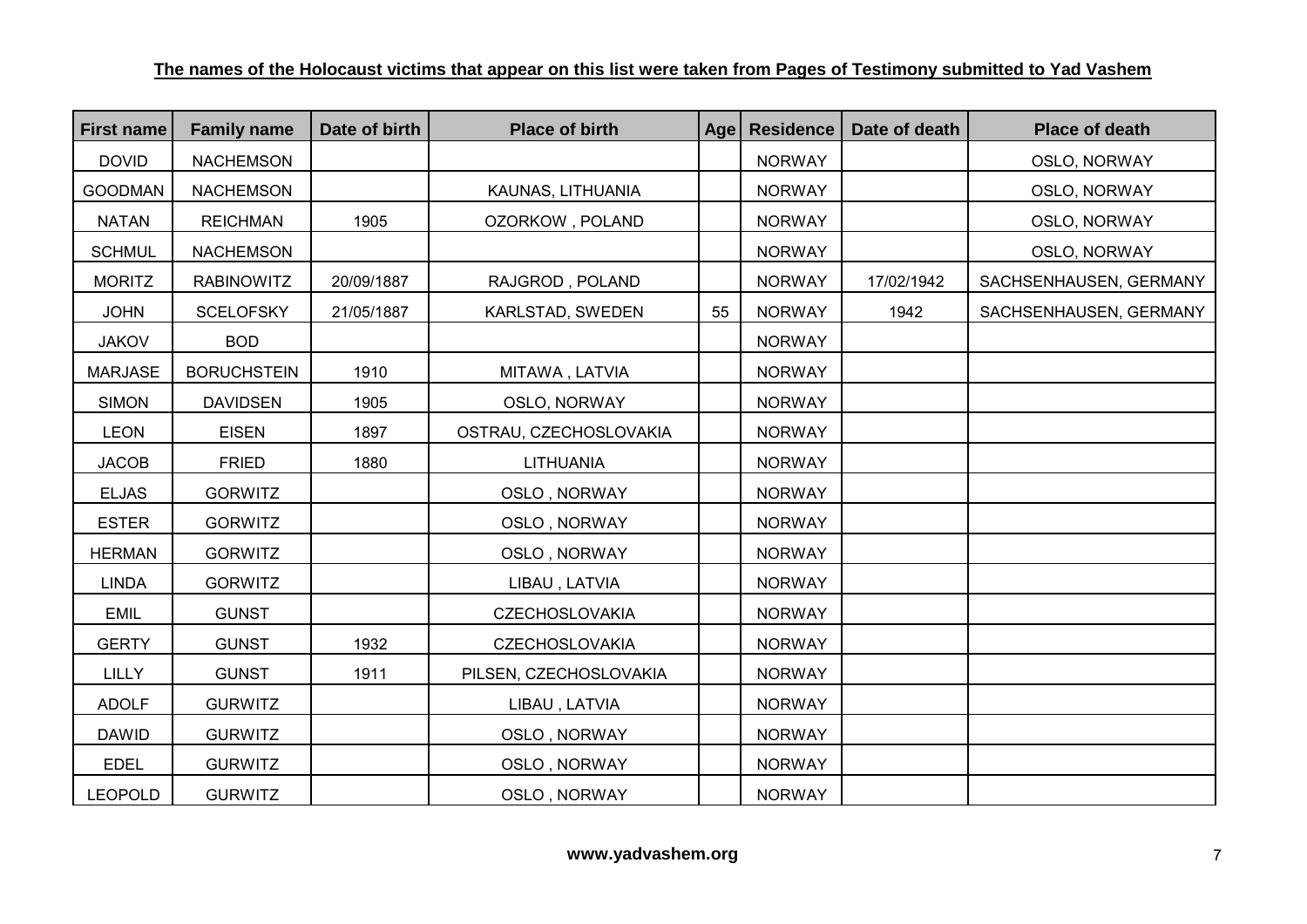**The names of the Holocaust victims that appear on this list were taken from Pages of Testimony submitted to Yad Vashem**

| First name | Family name | Date of birth | Place of birth | Age | Residence | Date of death | Place of death |
|---|---|---|---|---|---|---|---|
| DOVID | NACHEMSON | | | | NORWAY | | OSLO, NORWAY |
| GOODMAN | NACHEMSON | | KAUNAS, LITHUANIA | | NORWAY | | OSLO, NORWAY |
| NATAN | REICHMAN | 1905 | OZORKOW , POLAND | | NORWAY | | OSLO, NORWAY |
| SCHMUL | NACHEMSON | | | | NORWAY | | OSLO, NORWAY |
| MORITZ | RABINOWITZ | 20/09/1887 | RAJGROD , POLAND | | NORWAY | 17/02/1942 | SACHSENHAUSEN, GERMANY |
| JOHN | SCELOFSKY | 21/05/1887 | KARLSTAD, SWEDEN | 55 | NORWAY | 1942 | SACHSENHAUSEN, GERMANY |
| JAKOV | BOD | | | | NORWAY | | |
| MARJASE | BORUCHSTEIN | 1910 | MITAWA , LATVIA | | NORWAY | | |
| SIMON | DAVIDSEN | 1905 | OSLO, NORWAY | | NORWAY | | |
| LEON | EISEN | 1897 | OSTRAU, CZECHOSLOVAKIA | | NORWAY | | |
| JACOB | FRIED | 1880 | LITHUANIA | | NORWAY | | |
| ELJAS | GORWITZ | | OSLO , NORWAY | | NORWAY | | |
| ESTER | GORWITZ | | OSLO , NORWAY | | NORWAY | | |
| HERMAN | GORWITZ | | OSLO , NORWAY | | NORWAY | | |
| LINDA | GORWITZ | | LIBAU , LATVIA | | NORWAY | | |
| EMIL | GUNST | | CZECHOSLOVAKIA | | NORWAY | | |
| GERTY | GUNST | 1932 | CZECHOSLOVAKIA | | NORWAY | | |
| LILLY | GUNST | 1911 | PILSEN, CZECHOSLOVAKIA | | NORWAY | | |
| ADOLF | GURWITZ | | LIBAU , LATVIA | | NORWAY | | |
| DAWID | GURWITZ | | OSLO , NORWAY | | NORWAY | | |
| EDEL | GURWITZ | | OSLO , NORWAY | | NORWAY | | |
| LEOPOLD | GURWITZ | | OSLO , NORWAY | | NORWAY | | |

**www.yadvashem.org**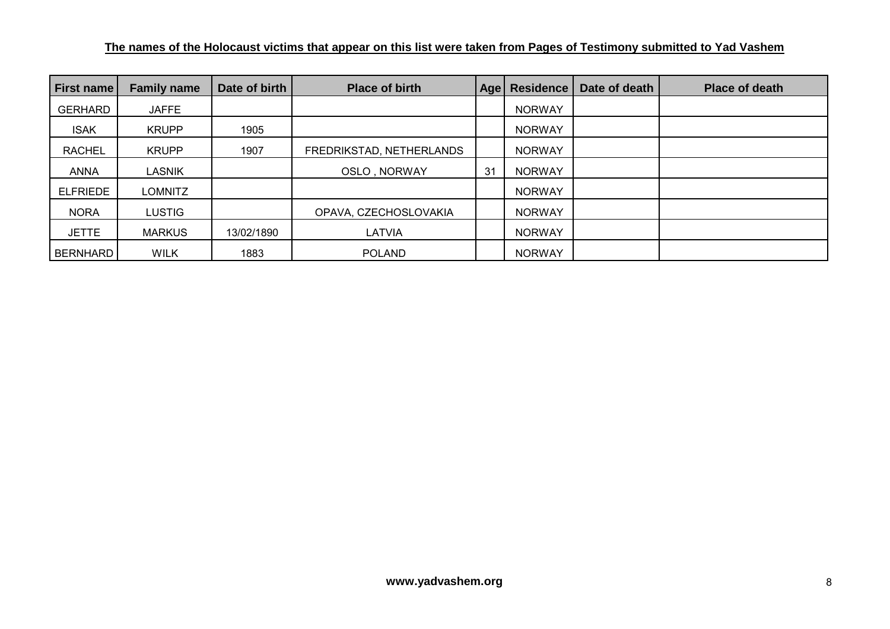**The names of the Holocaust victims that appear on this list were taken from Pages of Testimony submitted to Yad Vashem**

| First name | Family name | Date of birth | Place of birth | Age | Residence | Date of death | Place of death |
|---|---|---|---|---|---|---|---|
| GERHARD | JAFFE | | | | NORWAY | | |
| ISAK | KRUPP | 1905 | | | NORWAY | | |
| RACHEL | KRUPP | 1907 | FREDRIKSTAD, NETHERLANDS | | NORWAY | | |
| ANNA | LASNIK | | OSLO , NORWAY | 31 | NORWAY | | |
| ELFRIEDE | LOMNITZ | | | | NORWAY | | |
| NORA | LUSTIG | | OPAVA, CZECHOSLOVAKIA | | NORWAY | | |
| JETTE | MARKUS | 13/02/1890 | LATVIA | | NORWAY | | |
| BERNHARD | WILK | 1883 | POLAND | | NORWAY | | |

**www.yadvashem.org**